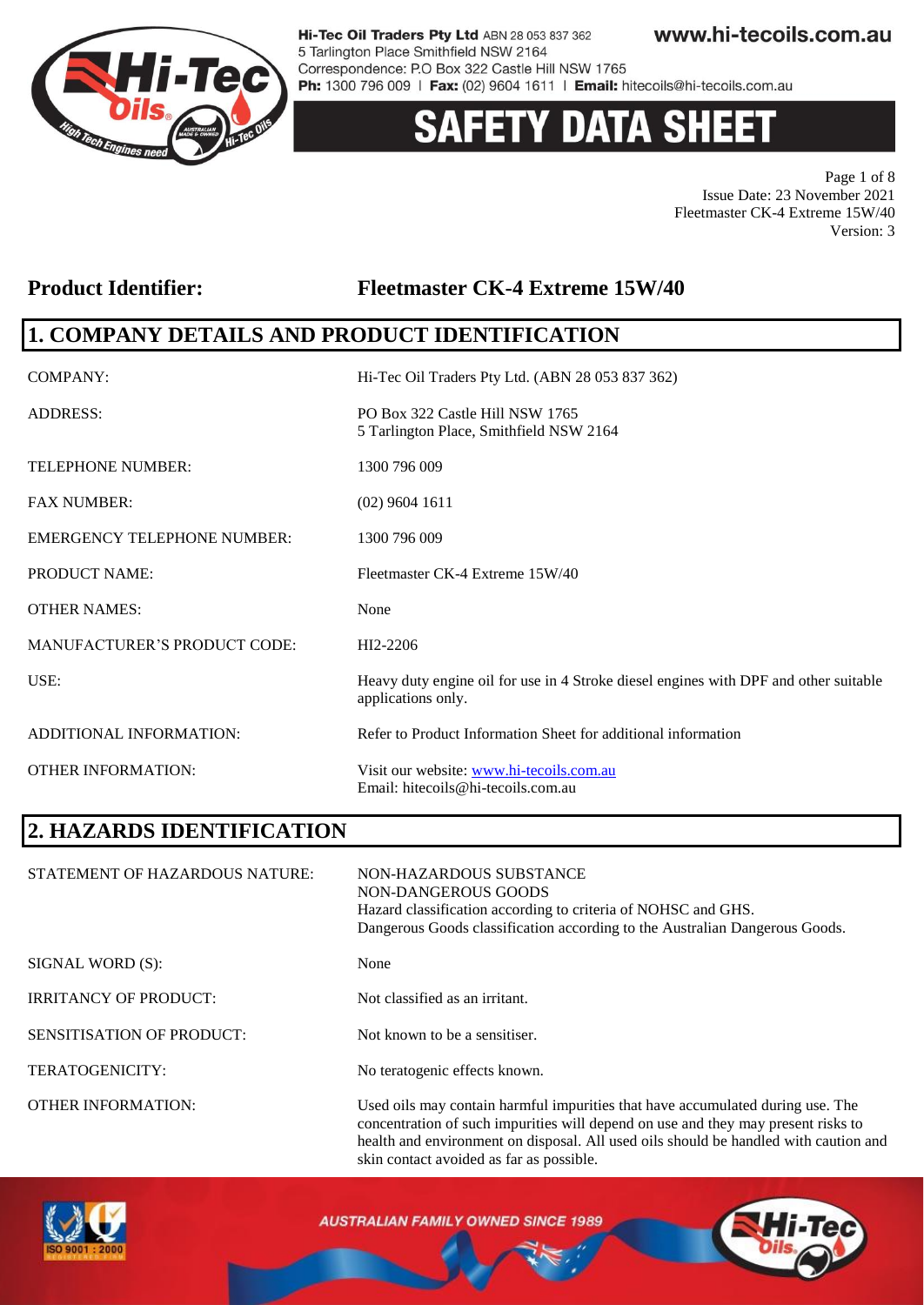# SAFETY DATA SHEET

**Product Identifier: Fleetmaster CK-4 Extreme 15W/40**

## 1. COMPANY DETAILS AND PRODUCT IDENTIFICATION

| | |
|---|---|
| COMPANY: | Hi-Tec Oil Traders Pty Ltd. (ABN 28 053 837 362) |
| ADDRESS: | PO Box 322 Castle Hill NSW 1765<br>5 Tarlington Place, Smithfield NSW 2164 |
| TELEPHONE NUMBER: | 1300 796 009 |
| FAX NUMBER: | (02) 9604 1611 |
| EMERGENCY TELEPHONE NUMBER: | 1300 796 009 |
| PRODUCT NAME: | Fleetmaster CK-4 Extreme 15W/40 |
| OTHER NAMES: | None |
| MANUFACTURER'S PRODUCT CODE: | HI2-2206 |
| USE: | Heavy duty engine oil for use in 4 Stroke diesel engines with DPF and other suitable applications only. |
| ADDITIONAL INFORMATION: | Refer to Product Information Sheet for additional information |
| OTHER INFORMATION: | Visit our website: www.hi-tecoils.com.au<br>Email: hitecoils@hi-tecoils.com.au |

## 2. HAZARDS IDENTIFICATION

| | |
|---|---|
| STATEMENT OF HAZARDOUS NATURE: | NON-HAZARDOUS SUBSTANCE<br>NON-DANGEROUS GOODS<br>Hazard classification according to criteria of NOHSC and GHS.<br>Dangerous Goods classification according to the Australian Dangerous Goods. |
| SIGNAL WORD (S): | None |
| IRRITANCY OF PRODUCT: | Not classified as an irritant. |
| SENSITISATION OF PRODUCT: | Not known to be a sensitiser. |
| TERATOGENICITY: | No teratogenic effects known. |
| OTHER INFORMATION: | Used oils may contain harmful impurities that have accumulated during use. The concentration of such impurities will depend on use and they may present risks to health and environment on disposal. All used oils should be handled with caution and skin contact avoided as far as possible. |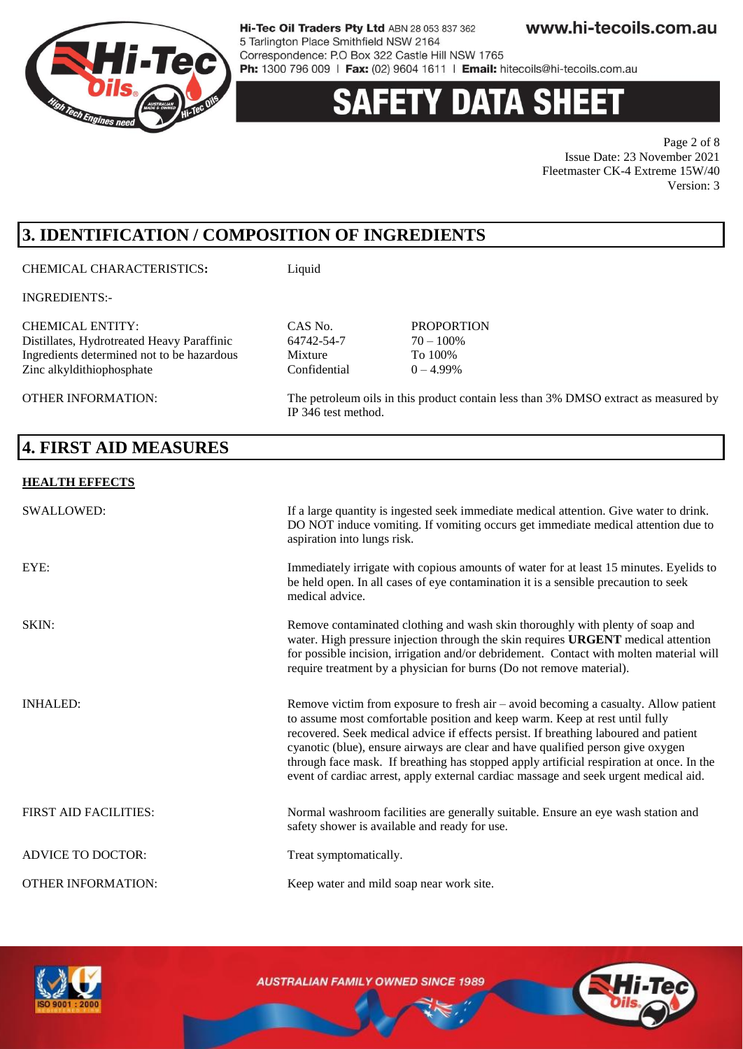## 3. IDENTIFICATION / COMPOSITION OF INGREDIENTS

CHEMICAL CHARACTERISTICS**:** Liquid

INGREDIENTS:-

| CHEMICAL ENTITY: | CAS No. | PROPORTION |
|---|---|---|
| Distillates, Hydrotreated Heavy Paraffinic | 64742-54-7 | 70 – 100% |
| Ingredients determined not to be hazardous | Mixture | To 100% |
| Zinc alkyldithiophosphate | Confidential | 0 – 4.99% |

OTHER INFORMATION: The petroleum oils in this product contain less than 3% DMSO extract as measured by IP 346 test method.

## 4. FIRST AID MEASURES

**HEALTH EFFECTS**

SWALLOWED: If a large quantity is ingested seek immediate medical attention. Give water to drink. DO NOT induce vomiting. If vomiting occurs get immediate medical attention due to aspiration into lungs risk.

EYE: Immediately irrigate with copious amounts of water for at least 15 minutes. Eyelids to be held open. In all cases of eye contamination it is a sensible precaution to seek medical advice.

SKIN: Remove contaminated clothing and wash skin thoroughly with plenty of soap and water. High pressure injection through the skin requires **URGENT** medical attention for possible incision, irrigation and/or debridement. Contact with molten material will require treatment by a physician for burns (Do not remove material).

INHALED: Remove victim from exposure to fresh air – avoid becoming a casualty. Allow patient to assume most comfortable position and keep warm. Keep at rest until fully recovered. Seek medical advice if effects persist. If breathing laboured and patient cyanotic (blue), ensure airways are clear and have qualified person give oxygen through face mask. If breathing has stopped apply artificial respiration at once. In the event of cardiac arrest, apply external cardiac massage and seek urgent medical aid.

FIRST AID FACILITIES: Normal washroom facilities are generally suitable. Ensure an eye wash station and safety shower is available and ready for use.

ADVICE TO DOCTOR: Treat symptomatically.

OTHER INFORMATION: Keep water and mild soap near work site.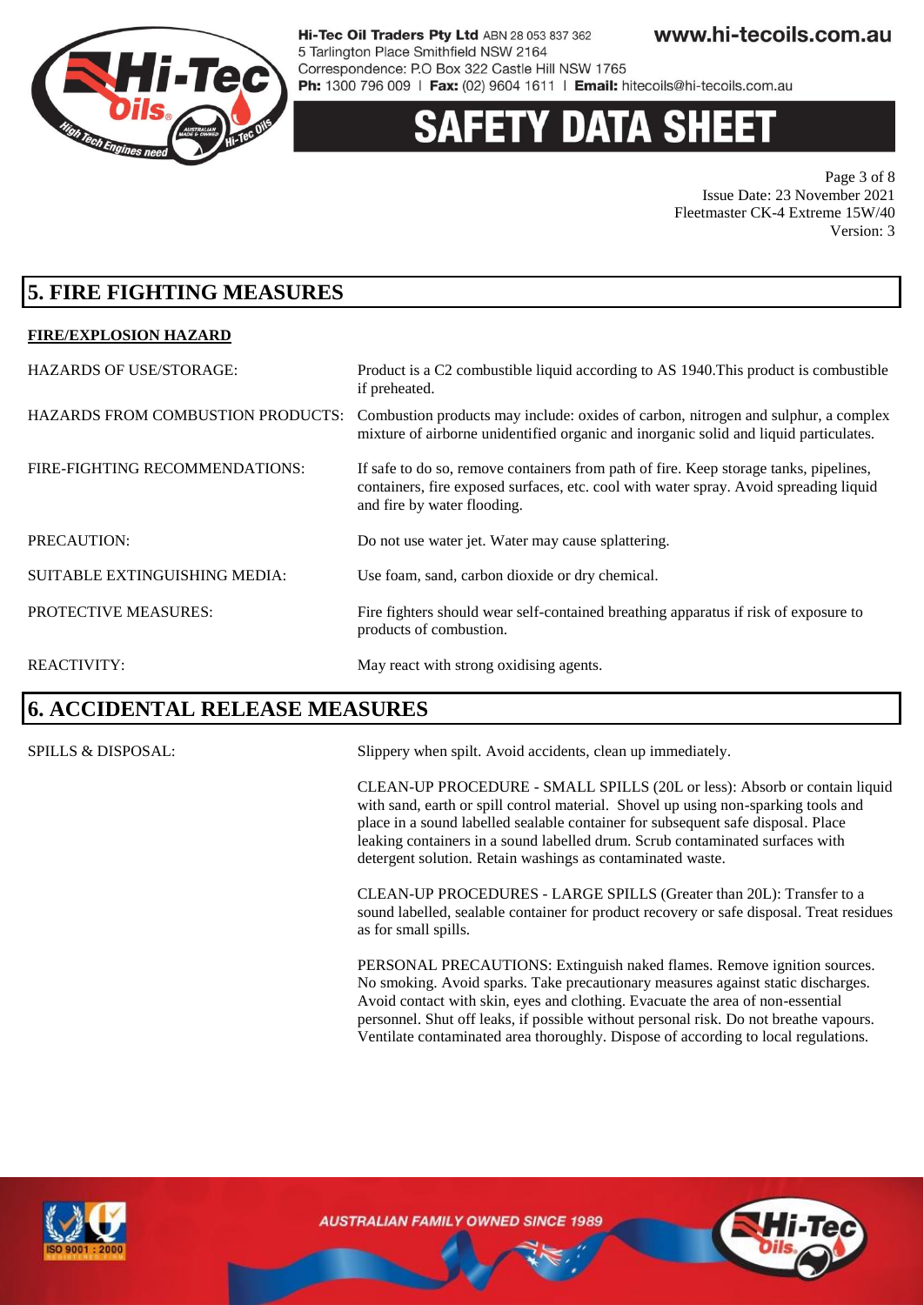## 5. FIRE FIGHTING MEASURES

**FIRE/EXPLOSION HAZARD**

HAZARDS OF USE/STORAGE: Product is a C2 combustible liquid according to AS 1940.This product is combustible if preheated.

HAZARDS FROM COMBUSTION PRODUCTS: Combustion products may include: oxides of carbon, nitrogen and sulphur, a complex mixture of airborne unidentified organic and inorganic solid and liquid particulates.

FIRE-FIGHTING RECOMMENDATIONS: If safe to do so, remove containers from path of fire. Keep storage tanks, pipelines, containers, fire exposed surfaces, etc. cool with water spray. Avoid spreading liquid and fire by water flooding.

PRECAUTION: Do not use water jet. Water may cause splattering.

SUITABLE EXTINGUISHING MEDIA: Use foam, sand, carbon dioxide or dry chemical.

PROTECTIVE MEASURES: Fire fighters should wear self-contained breathing apparatus if risk of exposure to products of combustion.

REACTIVITY: May react with strong oxidising agents.

## 6. ACCIDENTAL RELEASE MEASURES

SPILLS & DISPOSAL: Slippery when spilt. Avoid accidents, clean up immediately.

CLEAN-UP PROCEDURE - SMALL SPILLS (20L or less): Absorb or contain liquid with sand, earth or spill control material. Shovel up using non-sparking tools and place in a sound labelled sealable container for subsequent safe disposal. Place leaking containers in a sound labelled drum. Scrub contaminated surfaces with detergent solution. Retain washings as contaminated waste.

CLEAN-UP PROCEDURES - LARGE SPILLS (Greater than 20L): Transfer to a sound labelled, sealable container for product recovery or safe disposal. Treat residues as for small spills.

PERSONAL PRECAUTIONS: Extinguish naked flames. Remove ignition sources. No smoking. Avoid sparks. Take precautionary measures against static discharges. Avoid contact with skin, eyes and clothing. Evacuate the area of non-essential personnel. Shut off leaks, if possible without personal risk. Do not breathe vapours. Ventilate contaminated area thoroughly. Dispose of according to local regulations.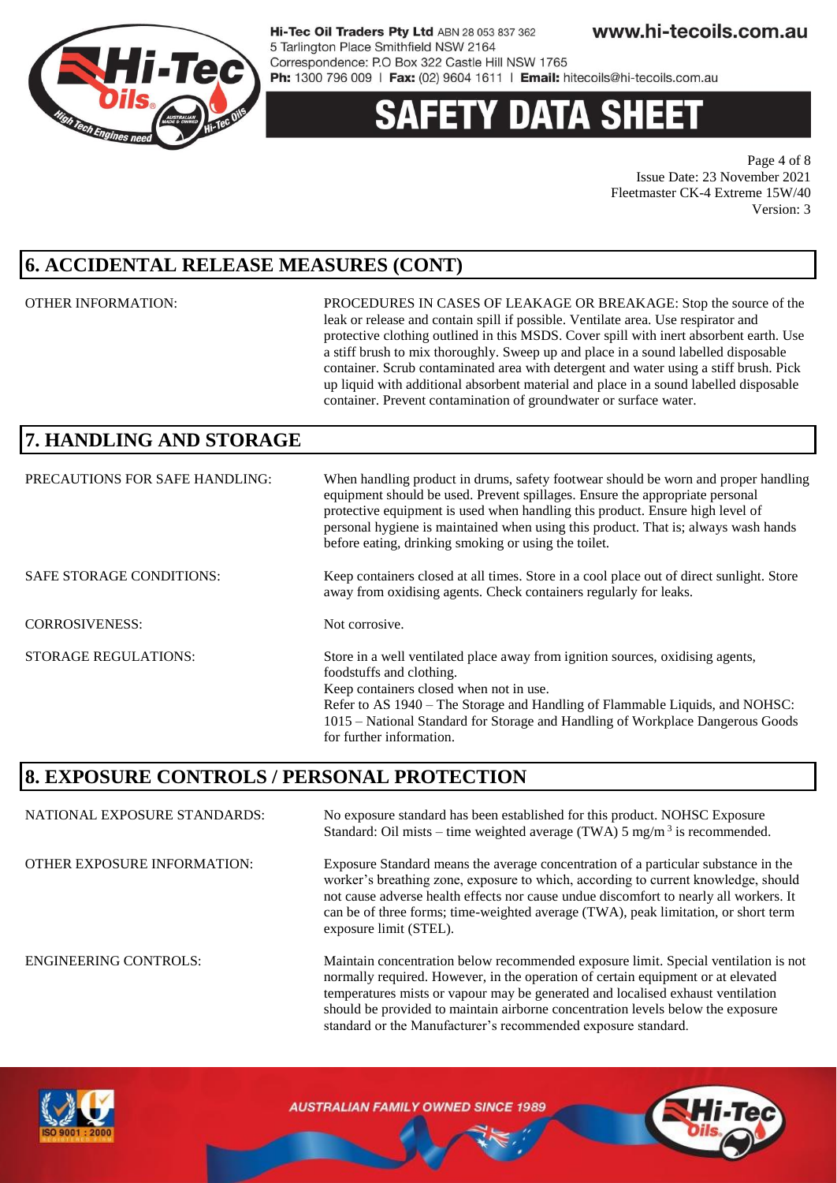## 6. ACCIDENTAL RELEASE MEASURES (CONT)

| | |
|---|---|
| OTHER INFORMATION: | PROCEDURES IN CASES OF LEAKAGE OR BREAKAGE: Stop the source of the leak or release and contain spill if possible. Ventilate area. Use respirator and protective clothing outlined in this MSDS. Cover spill with inert absorbent earth. Use a stiff brush to mix thoroughly. Sweep up and place in a sound labelled disposable container. Scrub contaminated area with detergent and water using a stiff brush. Pick up liquid with additional absorbent material and place in a sound labelled disposable container. Prevent contamination of groundwater or surface water. |

## 7. HANDLING AND STORAGE

| | |
|---|---|
| PRECAUTIONS FOR SAFE HANDLING: | When handling product in drums, safety footwear should be worn and proper handling equipment should be used. Prevent spillages. Ensure the appropriate personal protective equipment is used when handling this product. Ensure high level of personal hygiene is maintained when using this product. That is; always wash hands before eating, drinking smoking or using the toilet. |
| SAFE STORAGE CONDITIONS: | Keep containers closed at all times. Store in a cool place out of direct sunlight. Store away from oxidising agents. Check containers regularly for leaks. |
| CORROSIVENESS: | Not corrosive. |
| STORAGE REGULATIONS: | Store in a well ventilated place away from ignition sources, oxidising agents, foodstuffs and clothing.<br>Keep containers closed when not in use.<br>Refer to AS 1940 – The Storage and Handling of Flammable Liquids, and NOHSC: 1015 – National Standard for Storage and Handling of Workplace Dangerous Goods for further information. |

## 8. EXPOSURE CONTROLS / PERSONAL PROTECTION

| | |
|---|---|
| NATIONAL EXPOSURE STANDARDS: | No exposure standard has been established for this product. NOHSC Exposure Standard: Oil mists – time weighted average (TWA) 5 $mg/m^3$ is recommended. |
| OTHER EXPOSURE INFORMATION: | Exposure Standard means the average concentration of a particular substance in the worker's breathing zone, exposure to which, according to current knowledge, should not cause adverse health effects nor cause undue discomfort to nearly all workers. It can be of three forms; time-weighted average (TWA), peak limitation, or short term exposure limit (STEL). |
| ENGINEERING CONTROLS: | Maintain concentration below recommended exposure limit. Special ventilation is not normally required. However, in the operation of certain equipment or at elevated temperatures mists or vapour may be generated and localised exhaust ventilation should be provided to maintain airborne concentration levels below the exposure standard or the Manufacturer's recommended exposure standard. |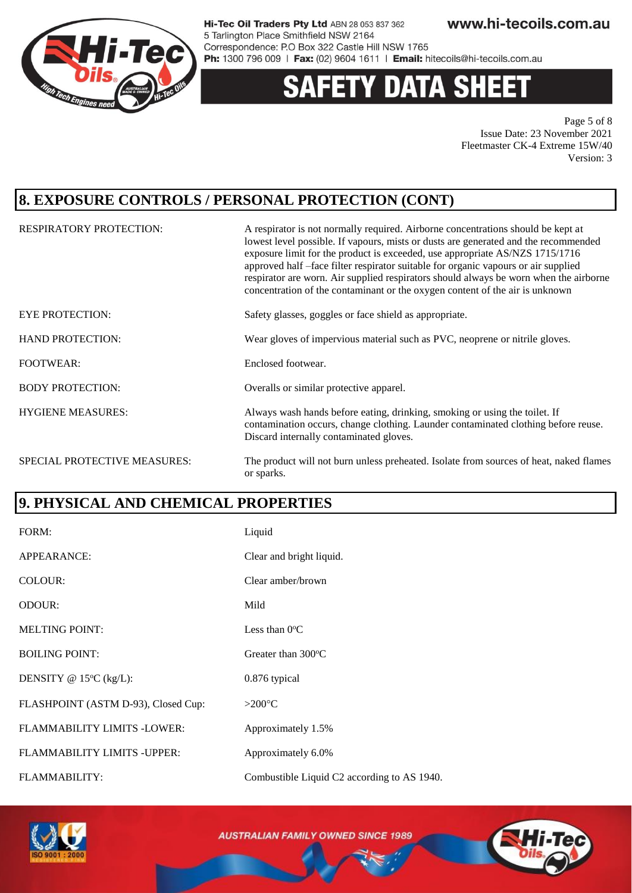## 8. EXPOSURE CONTROLS / PERSONAL PROTECTION (CONT)

| | |
|---|---|
| RESPIRATORY PROTECTION: | A respirator is not normally required. Airborne concentrations should be kept at lowest level possible. If vapours, mists or dusts are generated and the recommended exposure limit for the product is exceeded, use appropriate AS/NZS 1715/1716 approved half –face filter respirator suitable for organic vapours or air supplied respirator are worn. Air supplied respirators should always be worn when the airborne concentration of the contaminant or the oxygen content of the air is unknown |
| EYE PROTECTION: | Safety glasses, goggles or face shield as appropriate. |
| HAND PROTECTION: | Wear gloves of impervious material such as PVC, neoprene or nitrile gloves. |
| FOOTWEAR: | Enclosed footwear. |
| BODY PROTECTION: | Overalls or similar protective apparel. |
| HYGIENE MEASURES: | Always wash hands before eating, drinking, smoking or using the toilet. If contamination occurs, change clothing. Launder contaminated clothing before reuse. Discard internally contaminated gloves. |
| SPECIAL PROTECTIVE MEASURES: | The product will not burn unless preheated. Isolate from sources of heat, naked flames or sparks. |

## 9. PHYSICAL AND CHEMICAL PROPERTIES

| | |
|---|---|
| FORM: | Liquid |
| APPEARANCE: | Clear and bright liquid. |
| COLOUR: | Clear amber/brown |
| ODOUR: | Mild |
| MELTING POINT: | Less than 0°C |
| BOILING POINT: | Greater than 300°C |
| DENSITY @ 15°C (kg/L): | 0.876 typical |
| FLASHPOINT (ASTM D-93), Closed Cup: | >200°C |
| FLAMMABILITY LIMITS -LOWER: | Approximately 1.5% |
| FLAMMABILITY LIMITS -UPPER: | Approximately 6.0% |
| FLAMMABILITY: | Combustible Liquid C2 according to AS 1940. |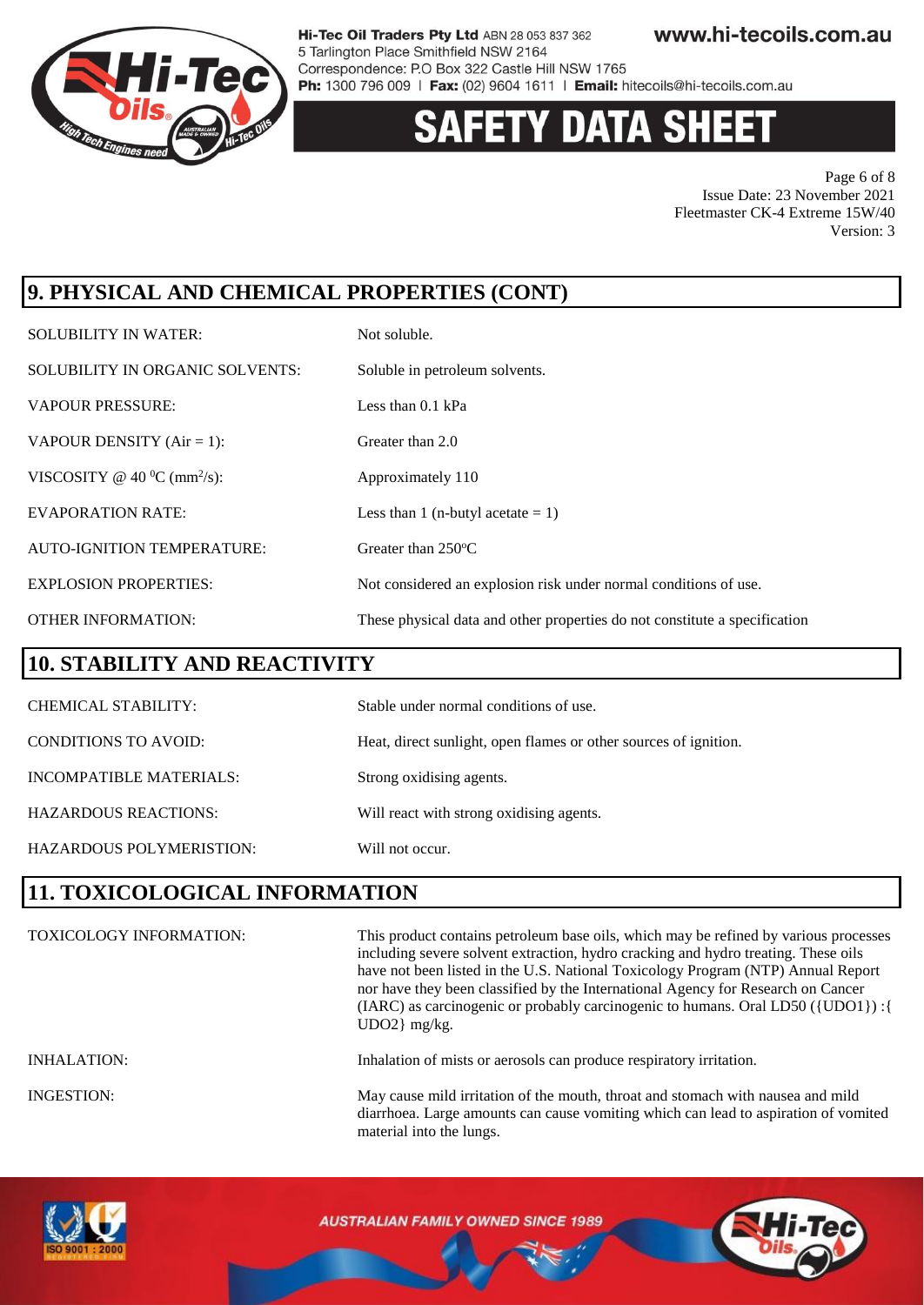## 9. PHYSICAL AND CHEMICAL PROPERTIES (CONT)

| | |
|---|---|
| SOLUBILITY IN WATER: | Not soluble. |
| SOLUBILITY IN ORGANIC SOLVENTS: | Soluble in petroleum solvents. |
| VAPOUR PRESSURE: | Less than 0.1 kPa |
| VAPOUR DENSITY (Air = 1): | Greater than 2.0 |
| VISCOSITY @ 40 $^0$C (mm$^2$/s): | Approximately 110 |
| EVAPORATION RATE: | Less than 1 (n-butyl acetate = 1) |
| AUTO-IGNITION TEMPERATURE: | Greater than 250$^o$C |
| EXPLOSION PROPERTIES: | Not considered an explosion risk under normal conditions of use. |
| OTHER INFORMATION: | These physical data and other properties do not constitute a specification |

## 10. STABILITY AND REACTIVITY

| | |
|---|---|
| CHEMICAL STABILITY: | Stable under normal conditions of use. |
| CONDITIONS TO AVOID: | Heat, direct sunlight, open flames or other sources of ignition. |
| INCOMPATIBLE MATERIALS: | Strong oxidising agents. |
| HAZARDOUS REACTIONS: | Will react with strong oxidising agents. |
| HAZARDOUS POLYMERISTION: | Will not occur. |

## 11. TOXICOLOGICAL INFORMATION

| | |
|---|---|
| TOXICOLOGY INFORMATION: | This product contains petroleum base oils, which may be refined by various processes including severe solvent extraction, hydro cracking and hydro treating. These oils have not been listed in the U.S. National Toxicology Program (NTP) Annual Report nor have they been classified by the International Agency for Research on Cancer (IARC) as carcinogenic or probably carcinogenic to humans. Oral LD50 ({UDO1}) :{ UDO2} mg/kg. |
| INHALATION: | Inhalation of mists or aerosols can produce respiratory irritation. |
| INGESTION: | May cause mild irritation of the mouth, throat and stomach with nausea and mild diarrhoea. Large amounts can cause vomiting which can lead to aspiration of vomited material into the lungs. |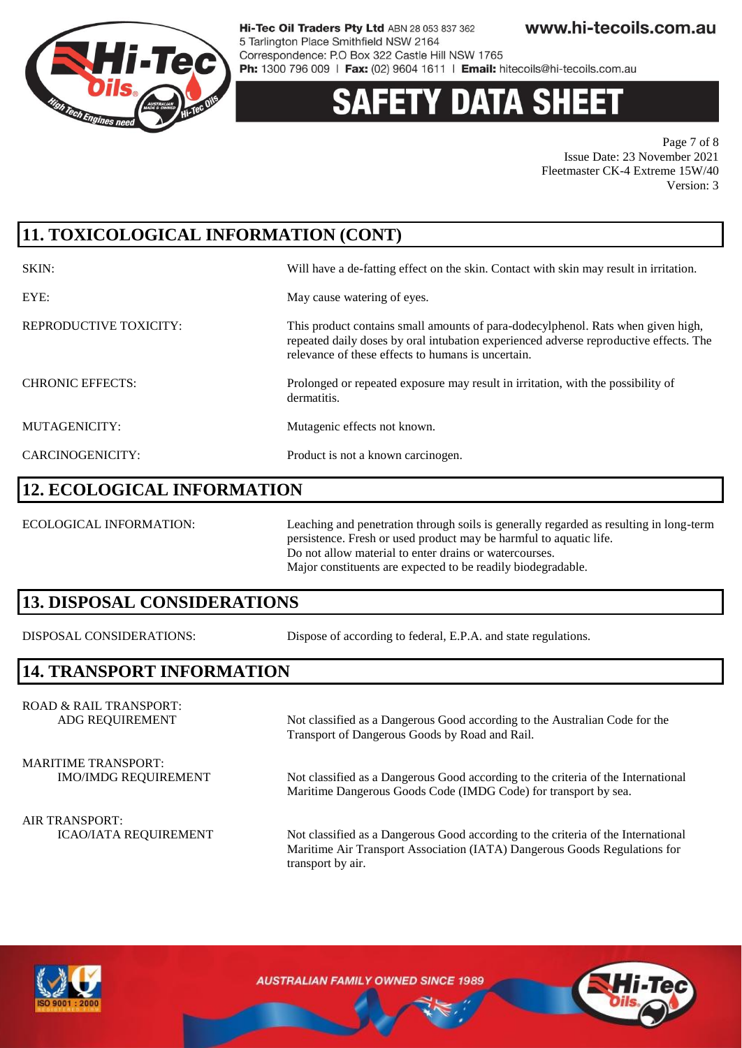## 11. TOXICOLOGICAL INFORMATION (CONT)

| | |
|---|---|
| SKIN: | Will have a de-fatting effect on the skin. Contact with skin may result in irritation. |
| EYE: | May cause watering of eyes. |
| REPRODUCTIVE TOXICITY: | This product contains small amounts of para-dodecylphenol. Rats when given high, repeated daily doses by oral intubation experienced adverse reproductive effects. The relevance of these effects to humans is uncertain. |
| CHRONIC EFFECTS: | Prolonged or repeated exposure may result in irritation, with the possibility of dermatitis. |
| MUTAGENICITY: | Mutagenic effects not known. |
| CARCINOGENICITY: | Product is not a known carcinogen. |

## 12. ECOLOGICAL INFORMATION

ECOLOGICAL INFORMATION: Leaching and penetration through soils is generally regarded as resulting in long-term persistence. Fresh or used product may be harmful to aquatic life.
Do not allow material to enter drains or watercourses.
Major constituents are expected to be readily biodegradable.

## 13. DISPOSAL CONSIDERATIONS

DISPOSAL CONSIDERATIONS: Dispose of according to federal, E.P.A. and state regulations.

## 14. TRANSPORT INFORMATION

ROAD & RAIL TRANSPORT:
ADG REQUIREMENT: Not classified as a Dangerous Good according to the Australian Code for the Transport of Dangerous Goods by Road and Rail.

MARITIME TRANSPORT:
IMO/IMDG REQUIREMENT: Not classified as a Dangerous Good according to the criteria of the International Maritime Dangerous Goods Code (IMDG Code) for transport by sea.

AIR TRANSPORT:
ICAO/IATA REQUIREMENT: Not classified as a Dangerous Good according to the criteria of the International Maritime Air Transport Association (IATA) Dangerous Goods Regulations for transport by air.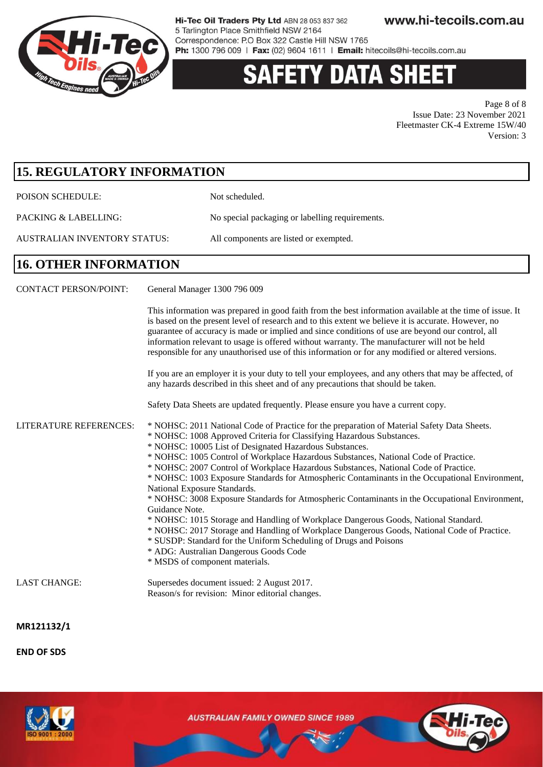## 15. REGULATORY INFORMATION

| | |
|---|---|
| POISON SCHEDULE: | Not scheduled. |
| PACKING & LABELLING: | No special packaging or labelling requirements. |
| AUSTRALIAN INVENTORY STATUS: | All components are listed or exempted. |

## 16. OTHER INFORMATION

CONTACT PERSON/POINT: General Manager 1300 796 009

This information was prepared in good faith from the best information available at the time of issue. It is based on the present level of research and to this extent we believe it is accurate. However, no guarantee of accuracy is made or implied and since conditions of use are beyond our control, all information relevant to usage is offered without warranty. The manufacturer will not be held responsible for any unauthorised use of this information or for any modified or altered versions.

If you are an employer it is your duty to tell your employees, and any others that may be affected, of any hazards described in this sheet and of any precautions that should be taken.

Safety Data Sheets are updated frequently. Please ensure you have a current copy.

LITERATURE REFERENCES:

* NOHSC: 2011 National Code of Practice for the preparation of Material Safety Data Sheets.
* NOHSC: 1008 Approved Criteria for Classifying Hazardous Substances.
* NOHSC: 10005 List of Designated Hazardous Substances.
* NOHSC: 1005 Control of Workplace Hazardous Substances, National Code of Practice.
* NOHSC: 2007 Control of Workplace Hazardous Substances, National Code of Practice.
* NOHSC: 1003 Exposure Standards for Atmospheric Contaminants in the Occupational Environment, National Exposure Standards.
* NOHSC: 3008 Exposure Standards for Atmospheric Contaminants in the Occupational Environment, Guidance Note.
* NOHSC: 1015 Storage and Handling of Workplace Dangerous Goods, National Standard.
* NOHSC: 2017 Storage and Handling of Workplace Dangerous Goods, National Code of Practice.
* SUSDP: Standard for the Uniform Scheduling of Drugs and Poisons
* ADG: Australian Dangerous Goods Code
* MSDS of component materials.

LAST CHANGE: Supersedes document issued: 2 August 2017.
Reason/s for revision: Minor editorial changes.

**MR121132/1**

**END OF SDS**